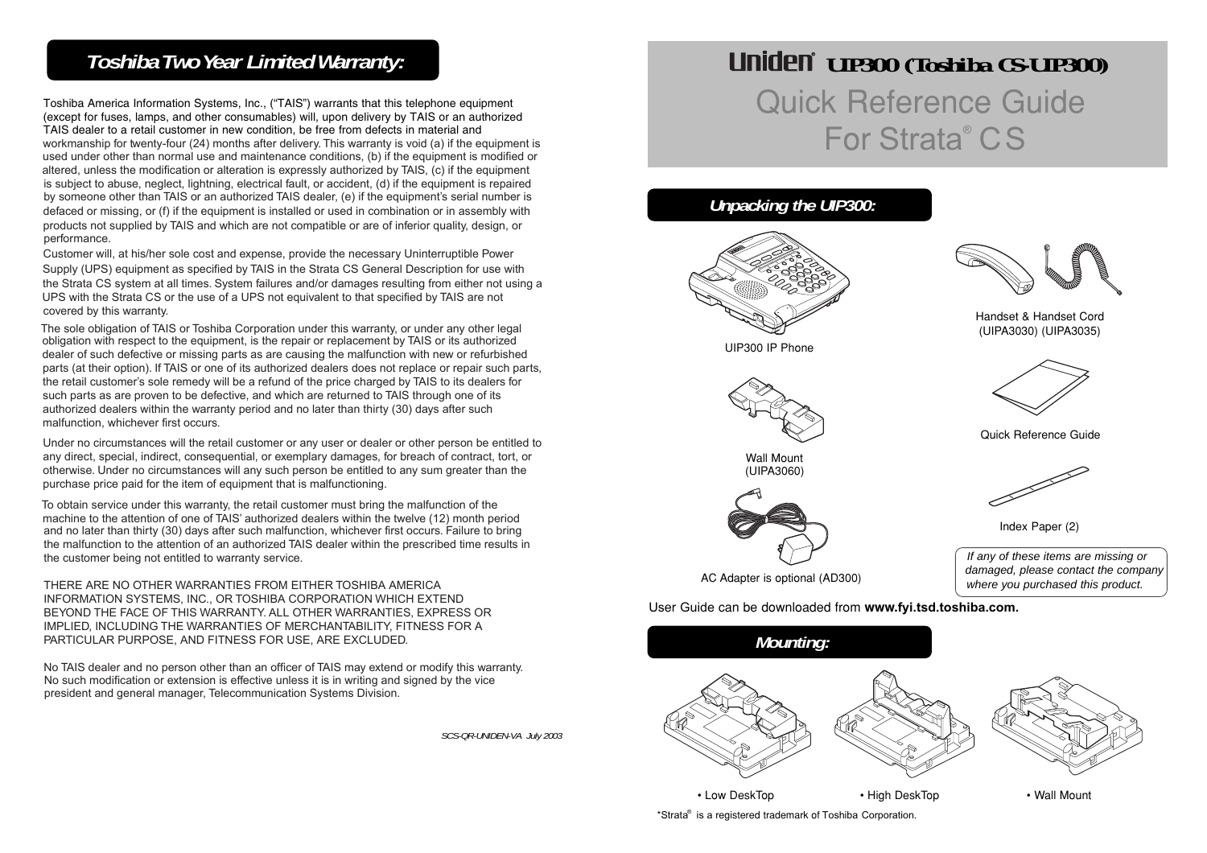## Toshiba Two Year Limited Warranty:

Toshiba America Information Systems, Inc., ("TAIS") warrants that this telephone equipment (except for fuses, lamps, and other consumables) will, upon delivery by TAIS or an authorized TAIS dealer to a retail customer in new condition, be free from defects in material and workmanship for twenty-four (24) months after delivery. This warranty is void (a) if the equipment is used under other than normal use and maintenance conditions, (b) if the equipment is modified or altered, unless the modification or alteration is expressly authorized by TAIS, (c) if the equipment is subject to abuse, neglect, lightning, electrical fault, or accident, (d) if the equipment is repaired by someone other than TAIS or an authorized TAIS dealer, (e) if the equipment's serial number is defaced or missing, or (f) if the equipment is installed or used in combination or in assembly with products not supplied by TAIS and which are not compatible or are of inferior quality, design, or performance.

Customer will, at his/her sole cost and expense, provide the necessary Uninterruptible Power Supply (UPS) equipment as specified by TAIS in the Strata CS General Description for use with the Strata CS system at all times. System failures and/or damages resulting from either not using a UPS with the Strata CS or the use of a UPS not equivalent to that specified by TAIS are not covered by this warranty.

The sole obligation of TAIS or Toshiba Corporation under this warranty, or under any other legal obligation with respect to the equipment, is the repair or replacement by TAIS or its authorized dealer of such defective or missing parts as are causing the malfunction with new or refurbished parts (at their option). If TAIS or one of its authorized dealers does not replace or repair such parts, the retail customer's sole remedy will be a refund of the price charged by TAIS to its dealers for such parts as are proven to be defective, and which are returned to TAIS through one of its authorized dealers within the warranty period and no later than thirty (30) days after such malfunction, whichever first occurs.

Under no circumstances will the retail customer or any user or dealer or other person be entitled to any direct, special, indirect, consequential, or exemplary damages, for breach of contract, tort, or otherwise. Under no circumstances will any such person be entitled to any sum greater than the purchase price paid for the item of equipment that is malfunctioning.

To obtain service under this warranty, the retail customer must bring the malfunction of the machine to the attention of one of TAIS' authorized dealers within the twelve (12) month period and no later than thirty (30) days after such malfunction, whichever first occurs. Failure to bring the malfunction to the attention of an authorized TAIS dealer within the prescribed time results in the customer being not entitled to warranty service.

THERE ARE NO OTHER WARRANTIES FROM EITHER TOSHIBA AMERICA INFORMATION SYSTEMS, INC., OR TOSHIBA CORPORATION WHICH EXTEND BEYOND THE FACE OF THIS WARRANTY. ALL OTHER WARRANTIES, EXPRESS OR IMPLIED, INCLUDING THE WARRANTIES OF MERCHANTABILITY, FITNESS FOR A PARTICULAR PURPOSE, AND FITNESS FOR USE, ARE EXCLUDED.

No TAIS dealer and no person other than an officer of TAIS may extend or modify this warranty. No such modification or extension is effective unless it is in writing and signed by the vice president and general manager, Telecommunication Systems Division.

*SCS-QR-UNIDEN-VA July 2003*

# Uniden® UIP300 (Toshiba CS-UIP300)

# Quick Reference Guide For Strata® CS

## Unpacking the UIP300:

UIP300 IP Phone

Handset & Handset Cord (UIPA3030) (UIPA3035)

Quick Reference Guide

Wall Mount (UIPA3060)

Index Paper (2)

AC Adapter is optional (AD300)

*If any of these items are missing or damaged, please contact the company where you purchased this product.*

User Guide can be downloaded from **www.fyi.tsd.toshiba.com.**

## Mounting:

- Low DeskTop
- High DeskTop
- Wall Mount

*Strata® is a registered trademark of Toshiba Corporation.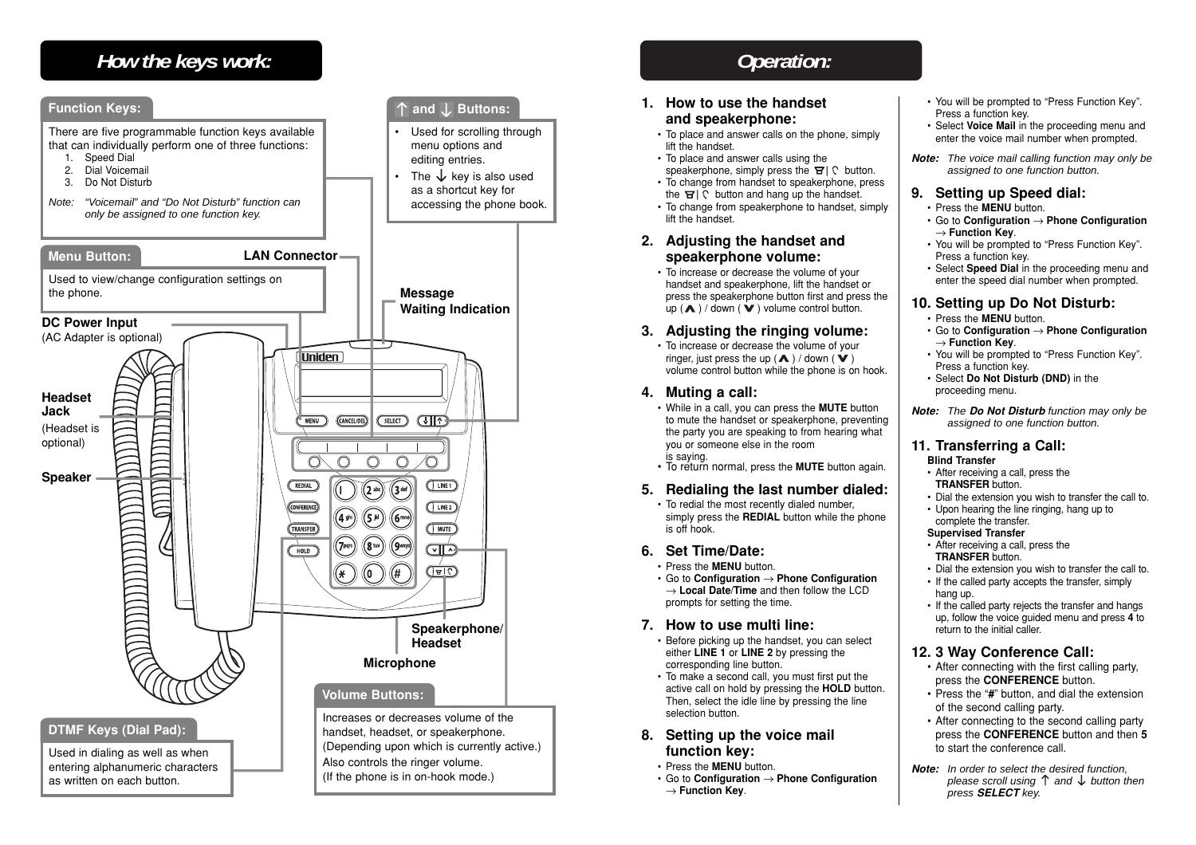# How the keys work:

## Function Keys:

There are five programmable function keys available that can individually perform one of three functions:

1. Speed Dial
2. Dial Voicemail
3. Do Not Disturb

Note: *"Voicemail" and "Do Not Disturb" function can only be assigned to one function key.*

## ↑ and ↓ Buttons:

- Used for scrolling through menu options and editing entries.
- The ↓ key is also used as a shortcut key for accessing the phone book.

## Menu Button:

Used to view/change configuration settings on the phone.

**LAN Connector**

**Message Waiting Indication**

**DC Power Input**
(AC Adapter is optional)

**Headset Jack**
(Headset is optional)

**Speaker**

**Speakerphone/ Headset**

**Microphone**

## Volume Buttons:

Increases or decreases volume of the handset, headset, or speakerphone. (Depending upon which is currently active.)
Also controls the ringer volume.
(If the phone is in on-hook mode.)

## DTMF Keys (Dial Pad):

Used in dialing as well as when entering alphanumeric characters as written on each button.

# Operation:

## 1. How to use the handset and speakerphone:

- To place and answer calls on the phone, simply lift the handset.
- To place and answer calls using the speakerphone, simply press the speakerphone button.
- To change from handset to speakerphone, press the speakerphone button and hang up the handset.
- To change from speakerphone to handset, simply lift the handset.

## 2. Adjusting the handset and speakerphone volume:

- To increase or decrease the volume of your handset and speakerphone, lift the handset or press the speakerphone button first and press the up (▲) / down (▼) volume control button.

## 3. Adjusting the ringing volume:

- To increase or decrease the volume of your ringer, just press the up (▲) / down (▼) volume control button while the phone is on hook.

## 4. Muting a call:

- While in a call, you can press the **MUTE** button to mute the handset or speakerphone, preventing the party you are speaking to from hearing what you or someone else in the room is saying.
- To return normal, press the **MUTE** button again.

## 5. Redialing the last number dialed:

- To redial the most recently dialed number, simply press the **REDIAL** button while the phone is off hook.

## 6. Set Time/Date:

- Press the **MENU** button.
- Go to **Configuration** → **Phone Configuration** → **Local Date/Time** and then follow the LCD prompts for setting the time.

## 7. How to use multi line:

- Before picking up the handset, you can select either **LINE 1** or **LINE 2** by pressing the corresponding line button.
- To make a second call, you must first put the active call on hold by pressing the **HOLD** button. Then, select the idle line by pressing the line selection button.

## 8. Setting up the voice mail function key:

- Press the **MENU** button.
- Go to **Configuration** → **Phone Configuration** → **Function Key**.
- You will be prompted to "Press Function Key". Press a function key.
- Select **Voice Mail** in the proceeding menu and enter the voice mail number when prompted.

**Note:** *The voice mail calling function may only be assigned to one function button.*

## 9. Setting up Speed dial:

- Press the **MENU** button.
- Go to **Configuration** → **Phone Configuration** → **Function Key**.
- You will be prompted to "Press Function Key". Press a function key.
- Select **Speed Dial** in the proceeding menu and enter the speed dial number when prompted.

## 10. Setting up Do Not Disturb:

- Press the **MENU** button.
- Go to **Configuration** → **Phone Configuration** → **Function Key**.
- You will be prompted to "Press Function Key". Press a function key.
- Select **Do Not Disturb (DND)** in the proceeding menu.

**Note:** *The **Do Not Disturb** function may only be assigned to one function button.*

## 11. Transferring a Call:

**Blind Transfer**

- After receiving a call, press the **TRANSFER** button.
- Dial the extension you wish to transfer the call to.
- Upon hearing the line ringing, hang up to complete the transfer.

**Supervised Transfer**

- After receiving a call, press the **TRANSFER** button.
- Dial the extension you wish to transfer the call to.
- If the called party accepts the transfer, simply hang up.
- If the called party rejects the transfer and hangs up, follow the voice guided menu and press **4** to return to the initial caller.

## 12. 3 Way Conference Call:

- After connecting with the first calling party, press the **CONFERENCE** button.
- Press the "**#**" button, and dial the extension of the second calling party.
- After connecting to the second calling party press the **CONFERENCE** button and then **5** to start the conference call.

**Note:** *In order to select the desired function, please scroll using ↑ and ↓ button then press **SELECT** key.*